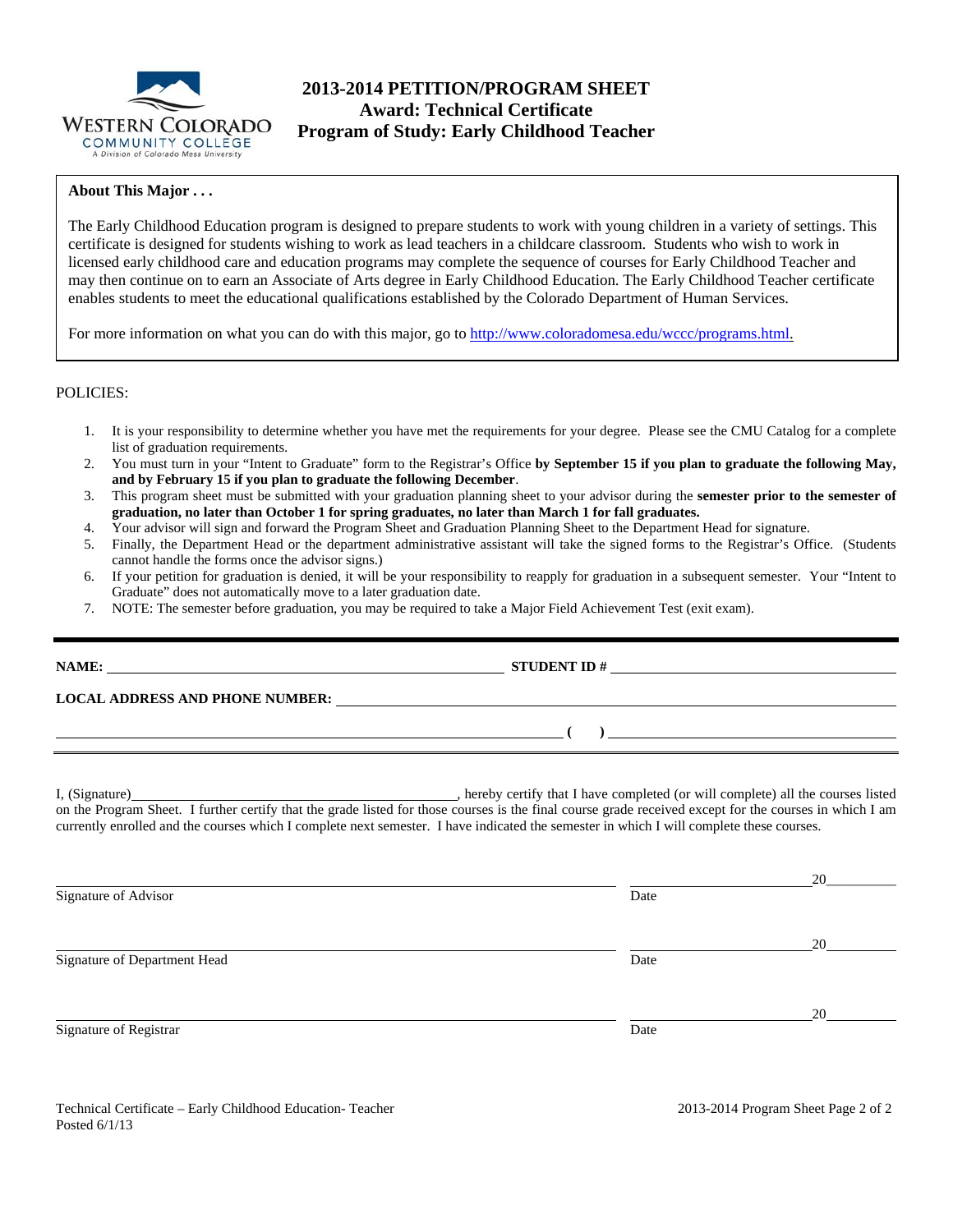# 2013-2014 PETITION/PROGRAM SHEET
## Award: Technical Certificate
## Program of Study: Early Childhood Teacher

**About This Major . . .**

The Early Childhood Education program is designed to prepare students to work with young children in a variety of settings. This certificate is designed for students wishing to work as lead teachers in a childcare classroom. Students who wish to work in licensed early childhood care and education programs may complete the sequence of courses for Early Childhood Teacher and may then continue on to earn an Associate of Arts degree in Early Childhood Education. The Early Childhood Teacher certificate enables students to meet the educational qualifications established by the Colorado Department of Human Services.

For more information on what you can do with this major, go to http://www.coloradomesa.edu/wccc/programs.html.

POLICIES:

1. It is your responsibility to determine whether you have met the requirements for your degree. Please see the CMU Catalog for a complete list of graduation requirements.
2. You must turn in your "Intent to Graduate" form to the Registrar's Office **by September 15 if you plan to graduate the following May, and by February 15 if you plan to graduate the following December**.
3. This program sheet must be submitted with your graduation planning sheet to your advisor during the **semester prior to the semester of graduation, no later than October 1 for spring graduates, no later than March 1 for fall graduates.**
4. Your advisor will sign and forward the Program Sheet and Graduation Planning Sheet to the Department Head for signature.
5. Finally, the Department Head or the department administrative assistant will take the signed forms to the Registrar's Office. (Students cannot handle the forms once the advisor signs.)
6. If your petition for graduation is denied, it will be your responsibility to reapply for graduation in a subsequent semester. Your "Intent to Graduate" does not automatically move to a later graduation date.
7. NOTE: The semester before graduation, you may be required to take a Major Field Achievement Test (exit exam).

**NAME:** ______________________________ **STUDENT ID #** ______________________________

**LOCAL ADDRESS AND PHONE NUMBER:** ______________________________

______________________________ **(   )** ______________________________

I, (Signature)______________________________, hereby certify that I have completed (or will complete) all the courses listed on the Program Sheet. I further certify that the grade listed for those courses is the final course grade received except for the courses in which I am currently enrolled and the courses which I complete next semester. I have indicated the semester in which I will complete these courses.

______________________________ ______________________ 20________
Signature of Advisor Date

______________________________ ______________________ 20________
Signature of Department Head Date

______________________________ ______________________ 20________
Signature of Registrar Date

Technical Certificate – Early Childhood Education- Teacher
Posted 6/1/13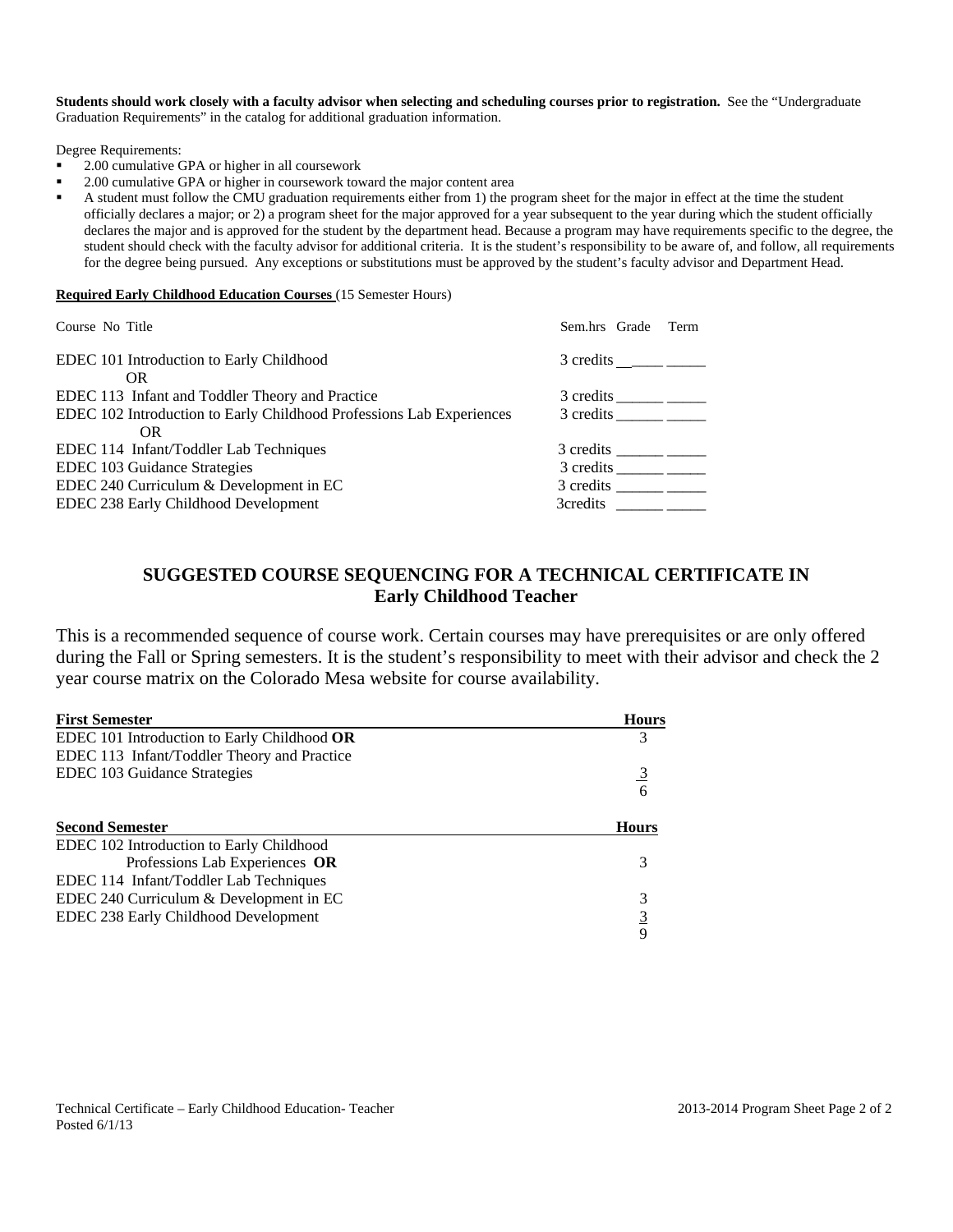**Students should work closely with a faculty advisor when selecting and scheduling courses prior to registration.** See the "Undergraduate Graduation Requirements" in the catalog for additional graduation information.

Degree Requirements:

- 2.00 cumulative GPA or higher in all coursework
- 2.00 cumulative GPA or higher in coursework toward the major content area
- A student must follow the CMU graduation requirements either from 1) the program sheet for the major in effect at the time the student officially declares a major; or 2) a program sheet for the major approved for a year subsequent to the year during which the student officially declares the major and is approved for the student by the department head. Because a program may have requirements specific to the degree, the student should check with the faculty advisor for additional criteria. It is the student's responsibility to be aware of, and follow, all requirements for the degree being pursued. Any exceptions or substitutions must be approved by the student's faculty advisor and Department Head.

**Required Early Childhood Education Courses** (15 Semester Hours)

| Course No Title | Sem.hrs | Grade | Term |
|---|---|---|---|
| EDEC 101 Introduction to Early Childhood | 3 credits | ______ | ______ |
| OR | | | |
| EDEC 113 Infant and Toddler Theory and Practice | 3 credits | ______ | ______ |
| EDEC 102 Introduction to Early Childhood Professions Lab Experiences | 3 credits | ______ | ______ |
| OR | | | |
| EDEC 114 Infant/Toddler Lab Techniques | 3 credits | ______ | ______ |
| EDEC 103 Guidance Strategies | 3 credits | ______ | ______ |
| EDEC 240 Curriculum & Development in EC | 3 credits | ______ | ______ |
| EDEC 238 Early Childhood Development | 3credits | ______ | ______ |

## SUGGESTED COURSE SEQUENCING FOR A TECHNICAL CERTIFICATE IN Early Childhood Teacher

This is a recommended sequence of course work. Certain courses may have prerequisites or are only offered during the Fall or Spring semesters. It is the student's responsibility to meet with their advisor and check the 2 year course matrix on the Colorado Mesa website for course availability.

| First Semester | Hours |
|---|---|
| EDEC 101 Introduction to Early Childhood **OR** EDEC 113 Infant/Toddler Theory and Practice | 3 |
| EDEC 103 Guidance Strategies | 3 |
| | 6 |

| Second Semester | Hours |
|---|---|
| EDEC 102 Introduction to Early Childhood Professions Lab Experiences **OR** EDEC 114 Infant/Toddler Lab Techniques | 3 |
| EDEC 240 Curriculum & Development in EC | 3 |
| EDEC 238 Early Childhood Development | 3 |
| | 9 |

Technical Certificate – Early Childhood Education- Teacher
Posted 6/1/13